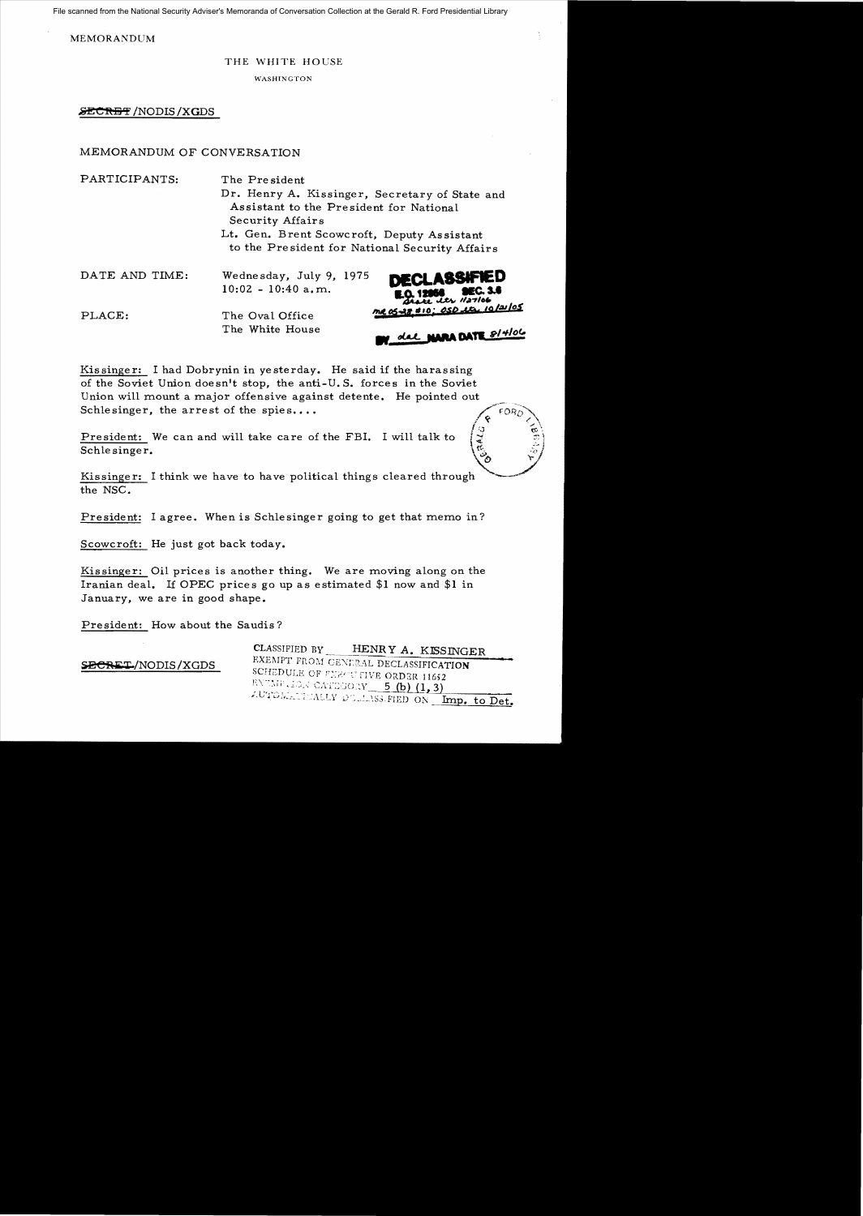File scanned from the National Security Adviser's Memoranda of Conversation Collection at the Gerald R. Ford Presidential Library

MEMORANDUM

THE WHITE HOUSE

WASHINGTON

~~SECRET~~/NODIS/XGDS

MEMORANDUM OF CONVERSATION

PARTICIPANTS: The President

Dr. Henry A. Kissinger, Secretary of State and Assistant to the President for National Security Affairs

Lt. Gen. Brent Scowcroft, Deputy Assistant to the President for National Security Affairs

DATE AND TIME: Wednesday, July 9, 1975
10:02 - 10:40 a.m.

PLACE: The Oval Office
The White House

DECLASSIFIED
E.O. 12958 SEC. 3.6
State dev 11/27/06
MR 05-38 #10; OSD ltr 10/21/05
BY dal NARA DATE 8/4/06

Kissinger: I had Dobrynin in yesterday. He said if the harassing of the Soviet Union doesn't stop, the anti-U.S. forces in the Soviet Union will mount a major offensive against detente. He pointed out Schlesinger, the arrest of the spies....

President: We can and will take care of the FBI. I will talk to Schlesinger.

Kissinger: I think we have to have political things cleared through the NSC.

President: I agree. When is Schlesinger going to get that memo in?

Scowcroft: He just got back today.

Kissinger: Oil prices is another thing. We are moving along on the Iranian deal. If OPEC prices go up as estimated $1 now and $1 in January, we are in good shape.

President: How about the Saudis?

~~SECRET~~/NODIS/XGDS

CLASSIFIED BY HENRY A. KISSINGER
EXEMPT FROM GENERAL DECLASSIFICATION
SCHEDULE OF EXECUTIVE ORDER 11652
EXEMPTION CATEGORY 5 (b) (1, 3)
AUTOMATICALLY DECLASSIFIED ON Imp. to Det.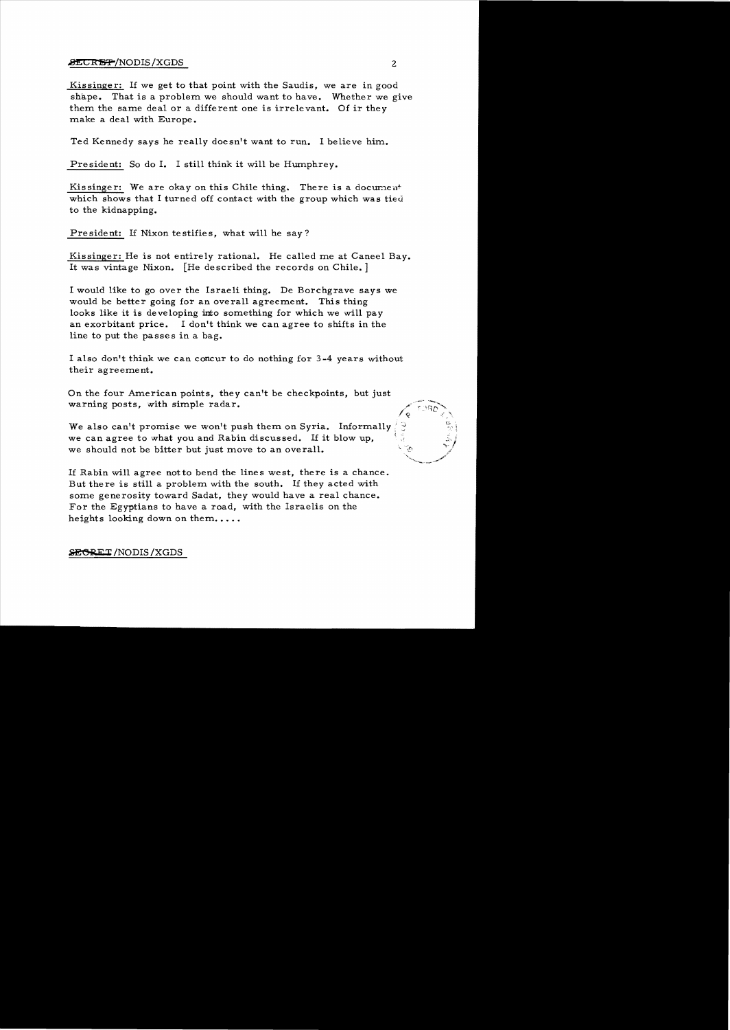Kissinger: If we get to that point with the Saudis, we are in good shape. That is a problem we should want to have. Whether we give them the same deal or a different one is irrelevant. Of ir they make a deal with Europe.

Ted Kennedy says he really doesn't want to run. I believe him.

President: So do I. I still think it will be Humphrey.

Kissinger: We are okay on this Chile thing. There is a document which shows that I turned off contact with the group which was tied to the kidnapping.

President: If Nixon testifies, what will he say?

Kissinger: He is not entirely rational. He called me at Caneel Bay. It was vintage Nixon. [He described the records on Chile.]

I would like to go over the Israeli thing. De Borchgrave says we would be better going for an overall agreement. This thing looks like it is developing into something for which we will pay an exorbitant price. I don't think we can agree to shifts in the line to put the passes in a bag.

I also don't think we can concur to do nothing for 3-4 years without their agreement.

On the four American points, they can't be checkpoints, but just warning posts, with simple radar.

We also can't promise we won't push them on Syria. Informally we can agree to what you and Rabin discussed. If it blow up, we should not be bitter but just move to an overall.

If Rabin will agree not to bend the lines west, there is a chance. But there is still a problem with the south. If they acted with some generosity toward Sadat, they would have a real chance. For the Egyptians to have a road, with the Israelis on the heights looking down on them.....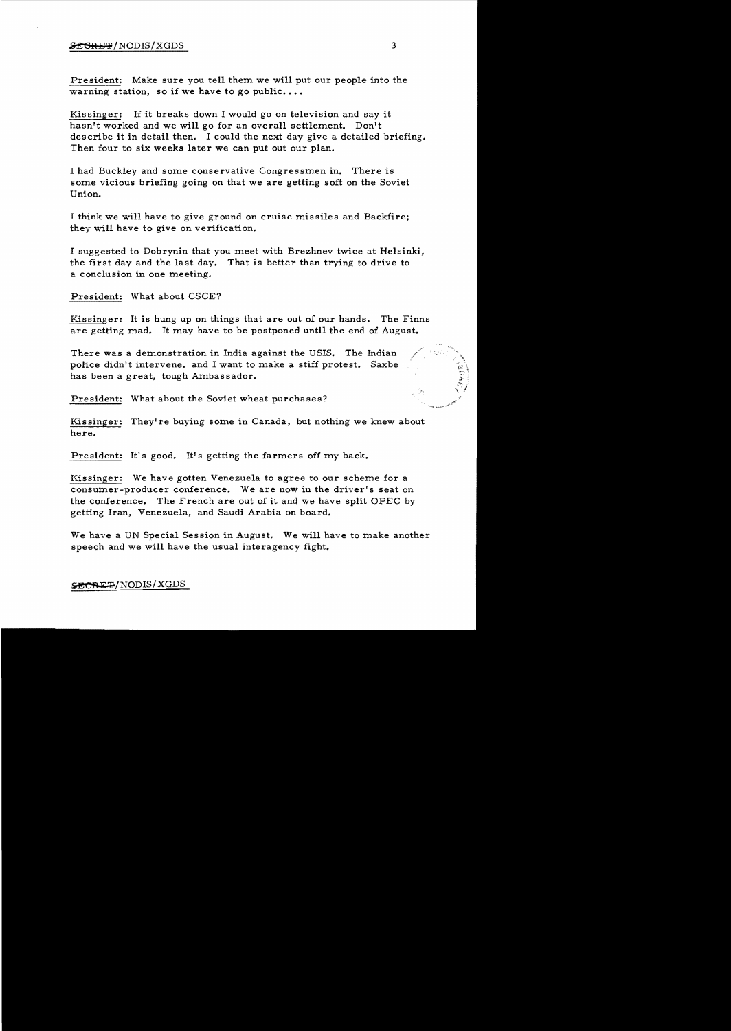President: Make sure you tell them we will put our people into the warning station, so if we have to go public....

Kissinger: If it breaks down I would go on television and say it hasn't worked and we will go for an overall settlement. Don't describe it in detail then. I could the next day give a detailed briefing. Then four to six weeks later we can put out our plan.

I had Buckley and some conservative Congressmen in. There is some vicious briefing going on that we are getting soft on the Soviet Union.

I think we will have to give ground on cruise missiles and Backfire; they will have to give on verification.

I suggested to Dobrynin that you meet with Brezhnev twice at Helsinki, the first day and the last day. That is better than trying to drive to a conclusion in one meeting.

President: What about CSCE?

Kissinger: It is hung up on things that are out of our hands. The Finns are getting mad. It may have to be postponed until the end of August.

There was a demonstration in India against the USIS. The Indian police didn't intervene, and I want to make a stiff protest. Saxbe has been a great, tough Ambassador.

President: What about the Soviet wheat purchases?

Kissinger: They're buying some in Canada, but nothing we knew about here.

President: It's good. It's getting the farmers off my back.

Kissinger: We have gotten Venezuela to agree to our scheme for a consumer-producer conference. We are now in the driver's seat on the conference. The French are out of it and we have split OPEC by getting Iran, Venezuela, and Saudi Arabia on board.

We have a UN Special Session in August. We will have to make another speech and we will have the usual interagency fight.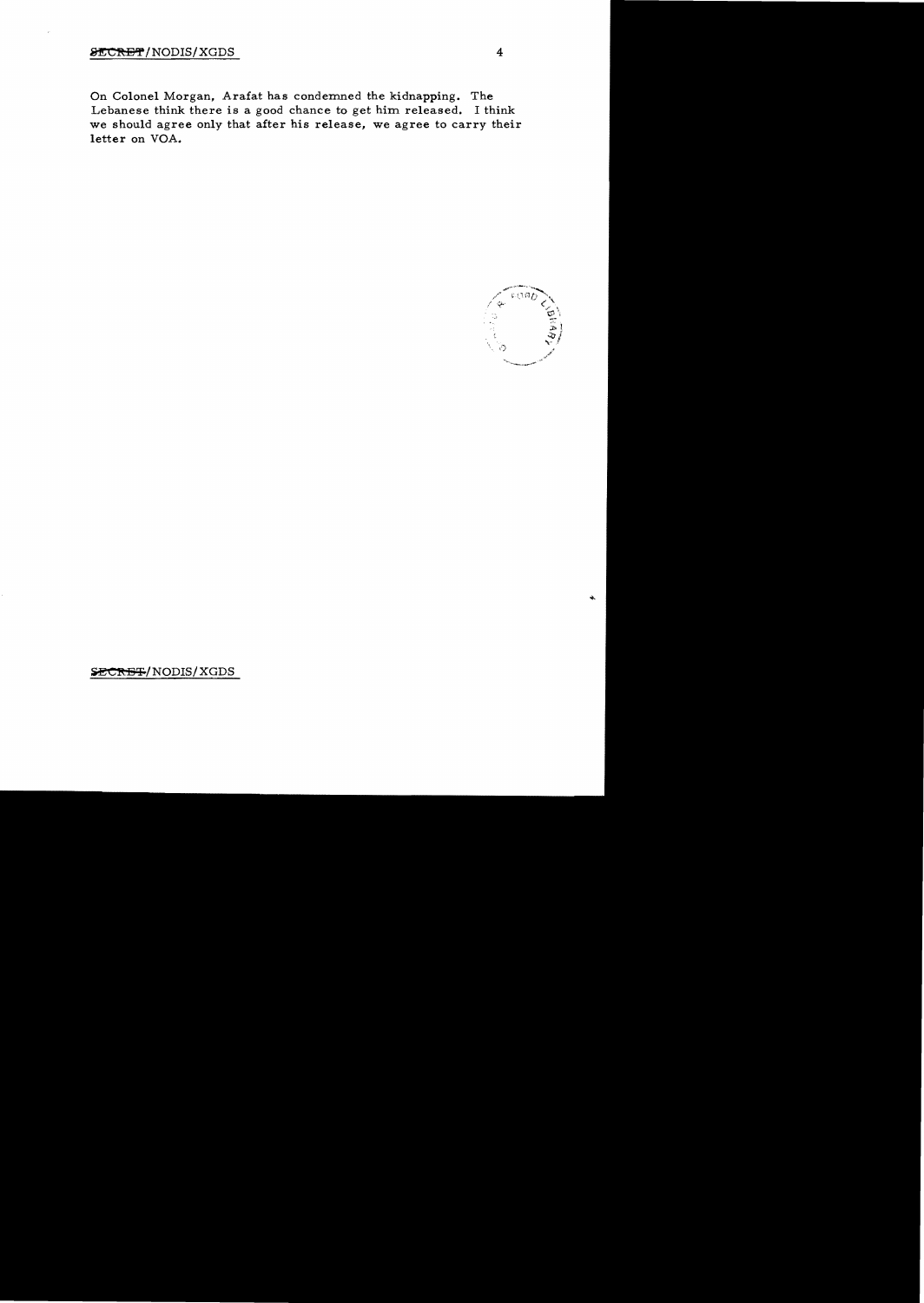On Colonel Morgan, Arafat has condemned the kidnapping. The Lebanese think there is a good chance to get him released. I think we should agree only that after his release, we agree to carry their letter on VOA.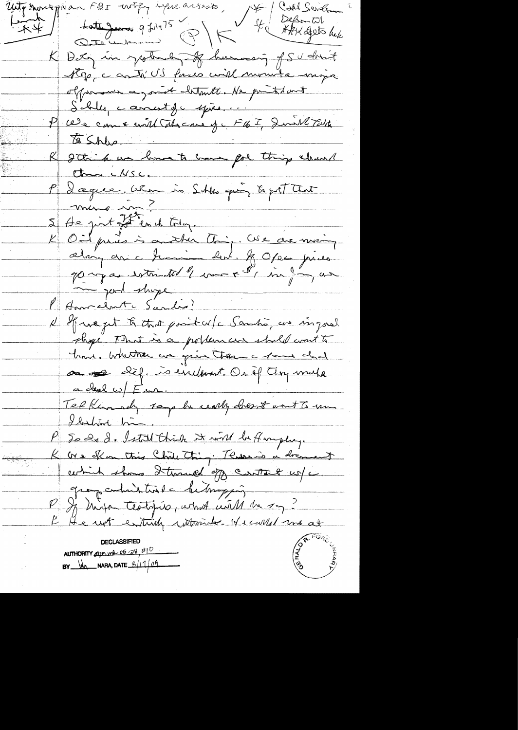Unity movement [?] FBI notify before arrests, Lunch ** / ~~Letter from~~ 9 Jul 75 ✓ Date unknown (P) | K ✓ * / Call Secretary Defense, ** HAK gets back

K Dobrynin in yesterday – If harassing of SU doesn't stop, c anti US forces will mount a major offensive against détente. He pointed out Schles, c arrest of c spies...

P We can & will take care of c FBI, I will talk to Schles.

K I think we have to have all things cleared through c NSC.

P I agree. When is Schles going to get that memo in?

S He just got it back today.

K Oil prices is another thing. We are moving along on c financial deal. If Opec prices go up as estimated by more & 8, in Jan, we in good shape.

P How about c Saudis?

K If we get to that point w/c Saudis, we in good shape. That is a problem we should want to have. Whether we give them c same deal on oil deal is irrelevant. Or if they make a deal w/ Eur.

Ted Kennedy says he really doesn't want to run. I believe him.

P So do I. I still think it will be Humphrey.

K We O.K on this Chile thing. There is a document which shows I turned off contact w/c group which tried c kidnapping.

P If Nixon testifies, what will he say?

K He not entirely informed. He called me at

DECLASSIFIED
AUTHORITY *[illegible]* 05-28 #10
BY *[illegible]* NARA, DATE 8/17/09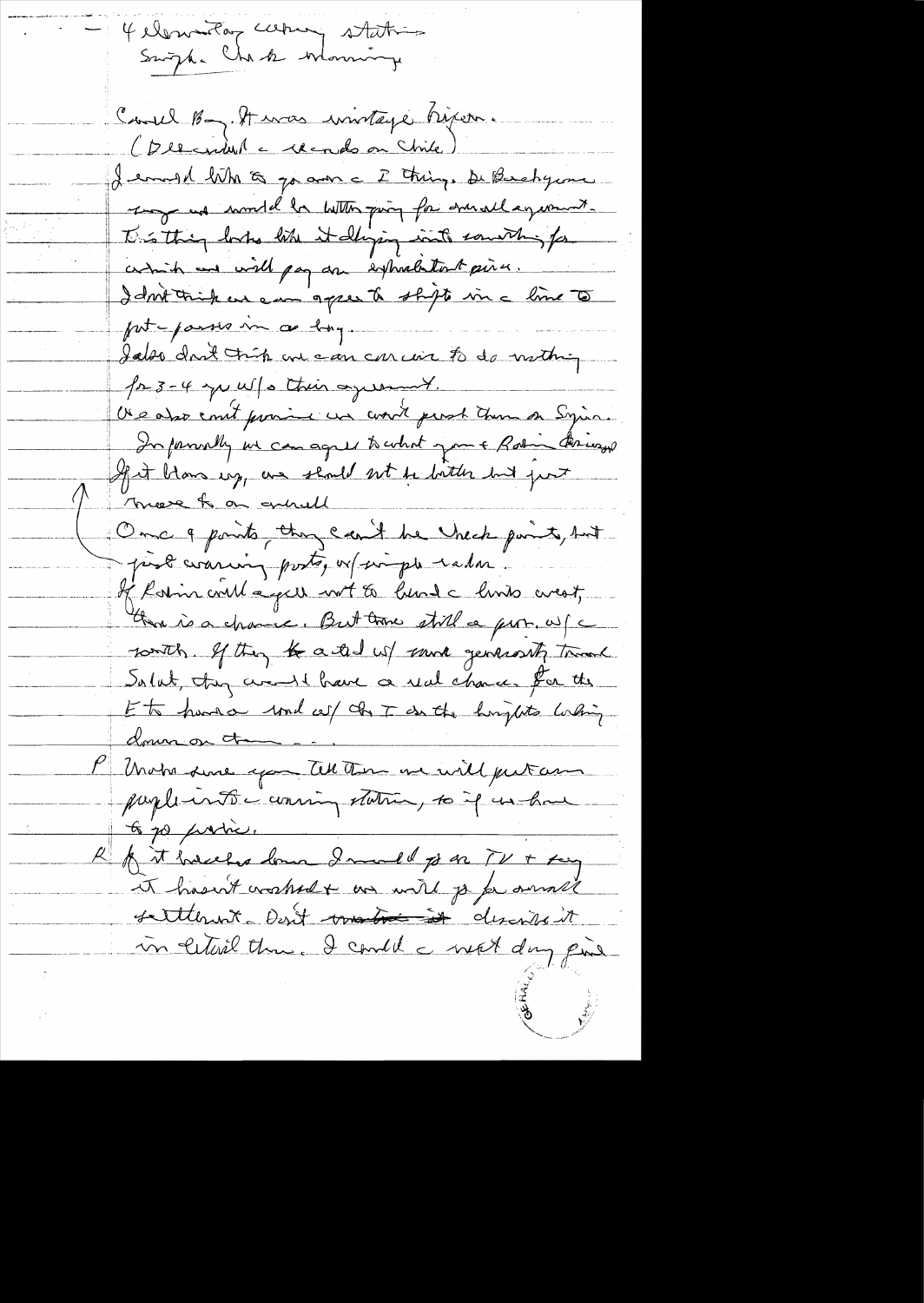– 4 Eleventh ~~warning~~ station
Singh. Check Monday

Carrel Bay. It was vintage Rifai.
(Declined a records on Chile)
I would like to go over a I thing. Dr Brzezinski
may not understand the letter going for overall agreement.
This thing looks like it sliding into something for
which we will pay an exorbitant price.
I don't think we can agree to shift in a line to
put passes in as long.
I also don't think we can convince to do nothing
for 3-4 yrs w/o their agreement.
We also can't promise we won't push them on Syria.
Informally we can agree to what you & Rabin discussed.
If it blows up, we should not be better but just
move to an overall.
Once 4 points, they can't be check points, but
just warning posts, w/ simple radar.
If Rabin will agree not to bend a lines west,
there is a chance. But there still a prob. w/ a
south. If they acted w/ some generosity toward
Sadat, they would have a real chance. For the
E to have a road w/ the I on the heights looking
down on them...
P Make sure you tell them we will put American
people into a warning station, so if we have
to go public.
K If it breaks down I would go on TV + say
it hasn't worked + we will go for overall
settlement. Don't ~~mention it~~ describe it
in detail then. I could a next day give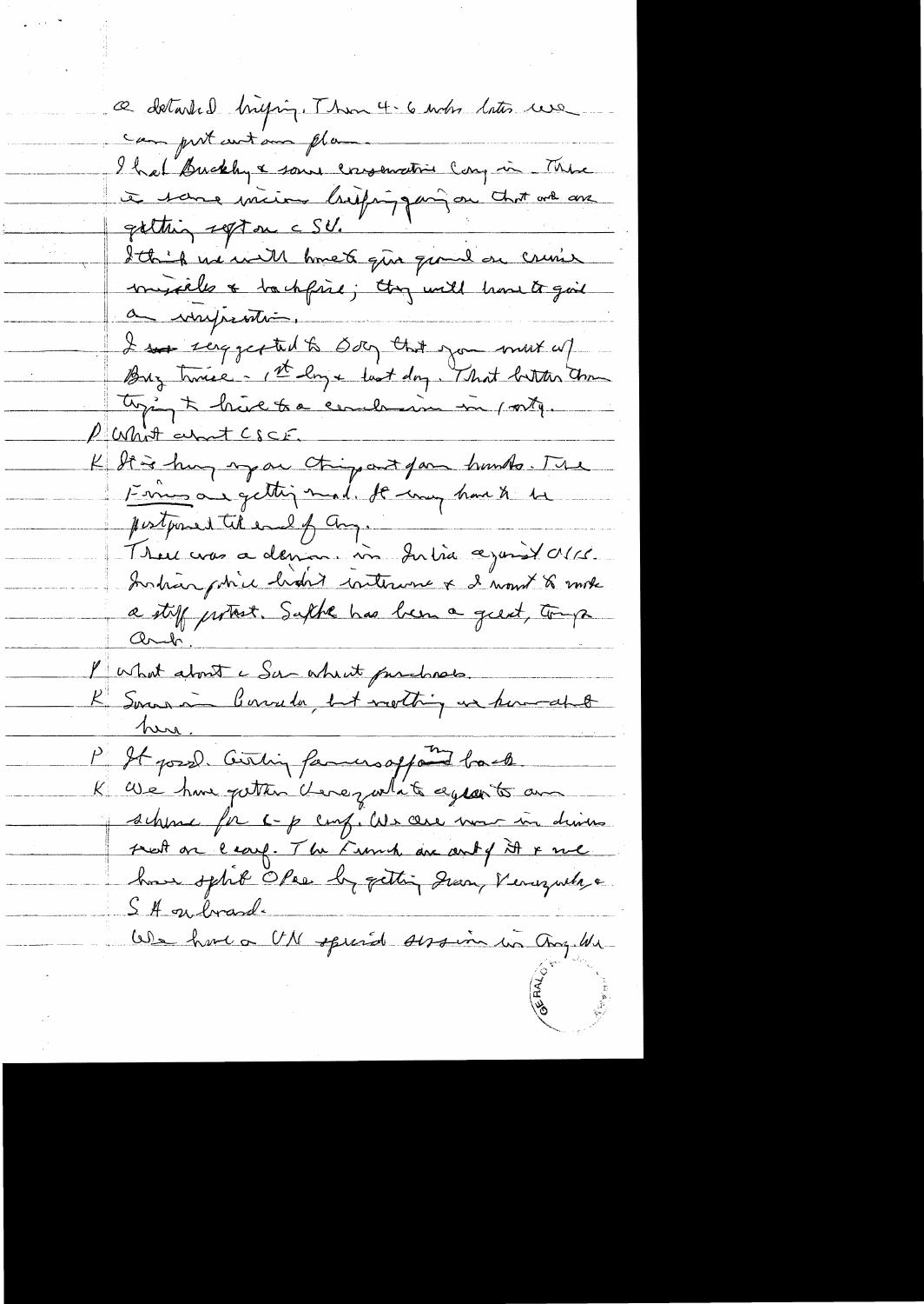a detailed briefing. Then 4-6 weeks later we can put out our plan.

I had Buckley & some conservative Cong in. There is some misinformation/briefing going on that we are getting soft on SU.

I think we will have to give ground on cruise missiles & backfire; they will have to give on verification.

I suggested to Dobry that you meet w/ Brez twice — 1st day & last day. That better than trying to have to a conclusion in (party).

P What about CSCE.

K It is hung up on Ch[inese] ~~and~~ forum breaks. The Finns are getting mad. It may have to be postponed till end of Aug.

There was a demon. in India against CIA. Indian police didn't intervene & I want to make a stiff protest. Saathe has been a great, tough amb.

P What about c Sov wheat purchases.

K Some in Canada, but nothing we have heard here.

P It good. Getting farmers off my back.

K We have gotten Venezuela to agree to our scheme for c-p conf. We are now in driver's seat on c conf. The French are out of it & we have split OPEC by getting Iran, Venezuela & SA on board.

We have a UN special session in Aug. We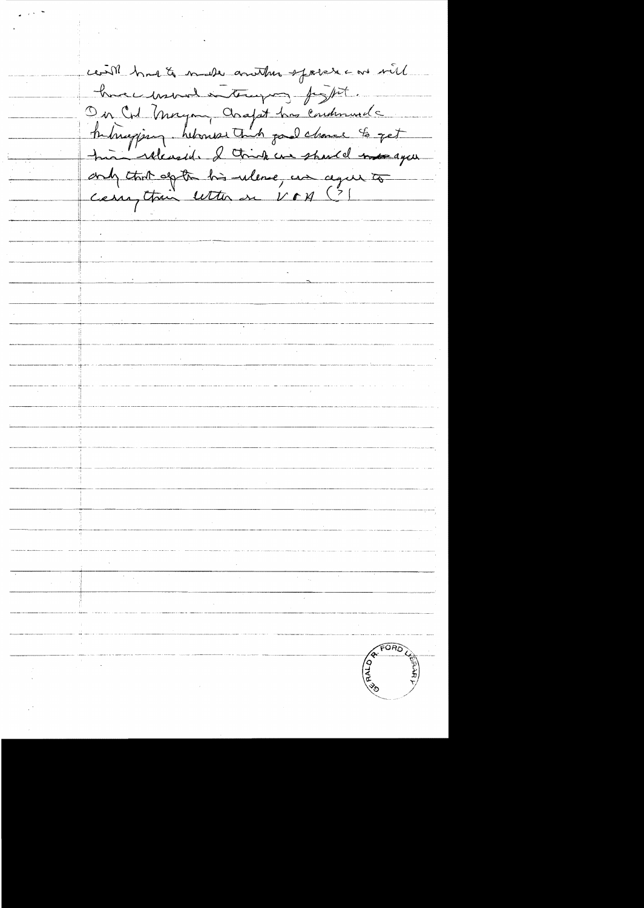will have to make another speech & we will have a round in tougher fight.

On Col Morgan, Arafat has condemned the kidnapping. Believes that good chance to get him released. I think we should agree only that after his release, we agree to carry their letter on VOA (?)